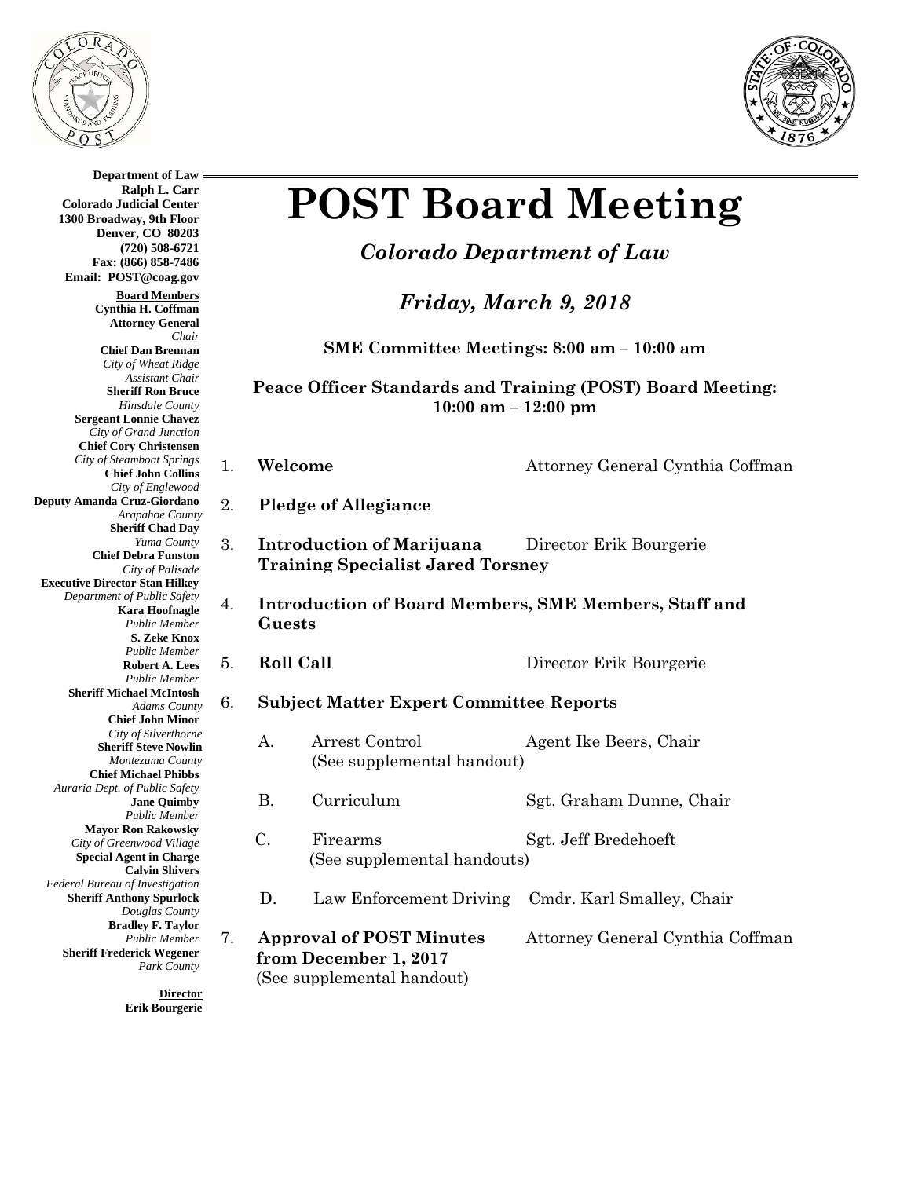**Department of Law**
**Ralph L. Carr**
**Colorado Judicial Center**
**1300 Broadway, 9th Floor**
**Denver, CO 80203**
**(720) 508-6721**
**Fax: (866) 858-7486**
**Email: POST@coag.gov**

**Board Members**

**Cynthia H. Coffman**
**Attorney General**
*Chair*
**Chief Dan Brennan**
*City of Wheat Ridge*
*Assistant Chair*
**Sheriff Ron Bruce**
*Hinsdale County*
**Sergeant Lonnie Chavez**
*City of Grand Junction*
**Chief Cory Christensen**
*City of Steamboat Springs*
**Chief John Collins**
*City of Englewood*
**Deputy Amanda Cruz-Giordano**
*Arapahoe County*
**Sheriff Chad Day**
*Yuma County*
**Chief Debra Funston**
*City of Palisade*
**Executive Director Stan Hilkey**
*Department of Public Safety*
**Kara Hoofnagle**
*Public Member*
**S. Zeke Knox**
*Public Member*
**Robert A. Lees**
*Public Member*
**Sheriff Michael McIntosh**
*Adams County*
**Chief John Minor**
*City of Silverthorne*
**Sheriff Steve Nowlin**
*Montezuma County*
**Chief Michael Phibbs**
*Auraria Dept. of Public Safety*
**Jane Quimby**
*Public Member*
**Mayor Ron Rakowsky**
*City of Greenwood Village*
**Special Agent in Charge**
**Calvin Shivers**
*Federal Bureau of Investigation*
**Sheriff Anthony Spurlock**
*Douglas County*
**Bradley F. Taylor**
*Public Member*
**Sheriff Frederick Wegener**
*Park County*

**Director**
**Erik Bourgerie**

# POST Board Meeting

## *Colorado Department of Law*

### *Friday, March 9, 2018*

**SME Committee Meetings: 8:00 am – 10:00 am**

**Peace Officer Standards and Training (POST) Board Meeting: 10:00 am – 12:00 pm**

1. **Welcome** — Attorney General Cynthia Coffman
2. **Pledge of Allegiance**
3. **Introduction of Marijuana Training Specialist Jared Torsney** — Director Erik Bourgerie
4. **Introduction of Board Members, SME Members, Staff and Guests**
5. **Roll Call** — Director Erik Bourgerie
6. **Subject Matter Expert Committee Reports**
   - A. Arrest Control — Agent Ike Beers, Chair
     (See supplemental handout)
   - B. Curriculum — Sgt. Graham Dunne, Chair
   - C. Firearms — Sgt. Jeff Bredehoeft
     (See supplemental handouts)
   - D. Law Enforcement Driving — Cmdr. Karl Smalley, Chair
7. **Approval of POST Minutes from December 1, 2017** — Attorney General Cynthia Coffman
   (See supplemental handout)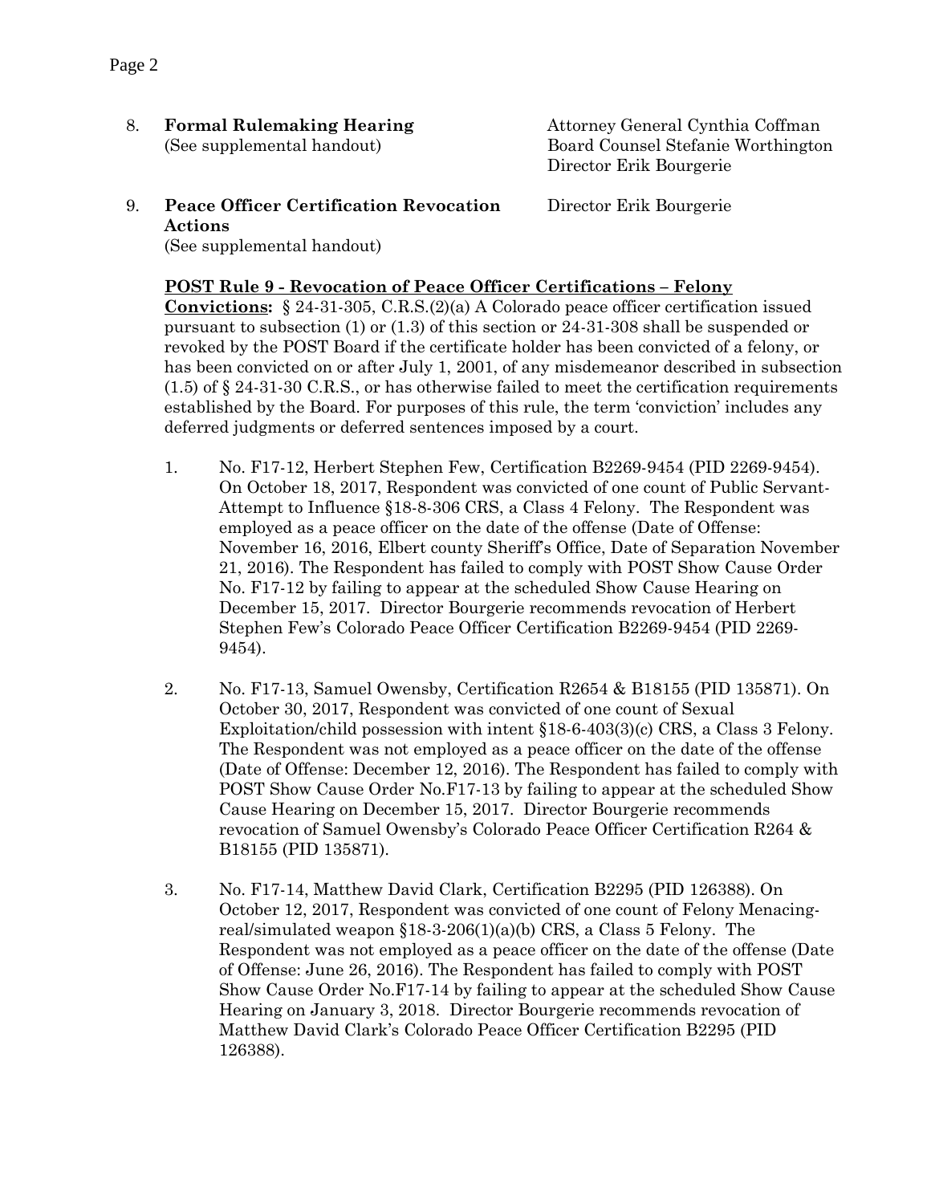8. **Formal Rulemaking Hearing** (See supplemental handout) — Attorney General Cynthia Coffman, Board Counsel Stefanie Worthington, Director Erik Bourgerie

9. **Peace Officer Certification Revocation Actions** (See supplemental handout) — Director Erik Bourgerie

**POST Rule 9 - Revocation of Peace Officer Certifications – Felony Convictions:** § 24-31-305, C.R.S.(2)(a) A Colorado peace officer certification issued pursuant to subsection (1) or (1.3) of this section or 24-31-308 shall be suspended or revoked by the POST Board if the certificate holder has been convicted of a felony, or has been convicted on or after July 1, 2001, of any misdemeanor described in subsection (1.5) of § 24-31-30 C.R.S., or has otherwise failed to meet the certification requirements established by the Board. For purposes of this rule, the term 'conviction' includes any deferred judgments or deferred sentences imposed by a court.

1. No. F17-12, Herbert Stephen Few, Certification B2269-9454 (PID 2269-9454). On October 18, 2017, Respondent was convicted of one count of Public Servant-Attempt to Influence §18-8-306 CRS, a Class 4 Felony. The Respondent was employed as a peace officer on the date of the offense (Date of Offense: November 16, 2016, Elbert county Sheriff's Office, Date of Separation November 21, 2016). The Respondent has failed to comply with POST Show Cause Order No. F17-12 by failing to appear at the scheduled Show Cause Hearing on December 15, 2017. Director Bourgerie recommends revocation of Herbert Stephen Few's Colorado Peace Officer Certification B2269-9454 (PID 2269-9454).

2. No. F17-13, Samuel Owensby, Certification R2654 & B18155 (PID 135871). On October 30, 2017, Respondent was convicted of one count of Sexual Exploitation/child possession with intent §18-6-403(3)(c) CRS, a Class 3 Felony. The Respondent was not employed as a peace officer on the date of the offense (Date of Offense: December 12, 2016). The Respondent has failed to comply with POST Show Cause Order No.F17-13 by failing to appear at the scheduled Show Cause Hearing on December 15, 2017. Director Bourgerie recommends revocation of Samuel Owensby's Colorado Peace Officer Certification R264 & B18155 (PID 135871).

3. No. F17-14, Matthew David Clark, Certification B2295 (PID 126388). On October 12, 2017, Respondent was convicted of one count of Felony Menacing-real/simulated weapon §18-3-206(1)(a)(b) CRS, a Class 5 Felony. The Respondent was not employed as a peace officer on the date of the offense (Date of Offense: June 26, 2016). The Respondent has failed to comply with POST Show Cause Order No.F17-14 by failing to appear at the scheduled Show Cause Hearing on January 3, 2018. Director Bourgerie recommends revocation of Matthew David Clark's Colorado Peace Officer Certification B2295 (PID 126388).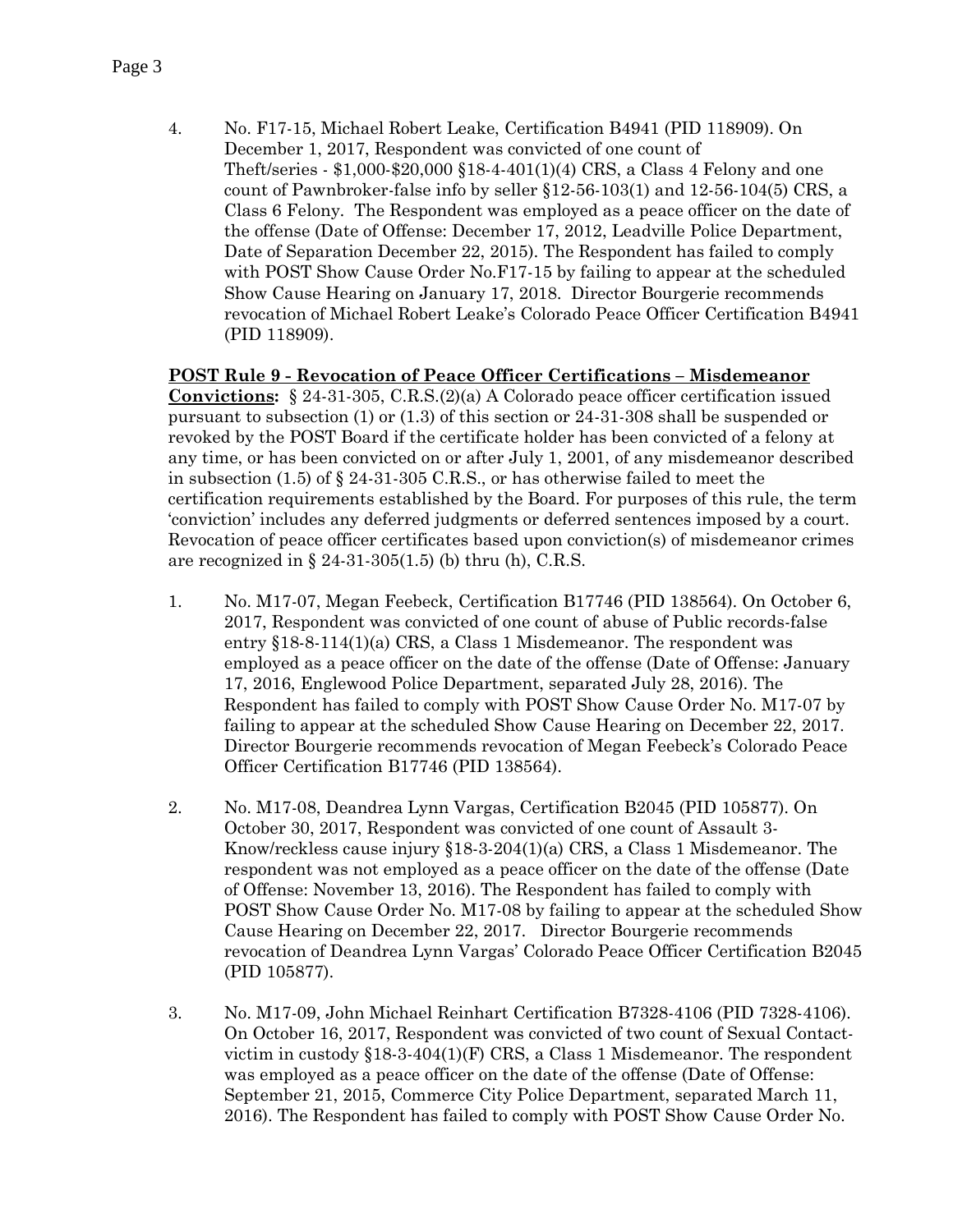4. No. F17-15, Michael Robert Leake, Certification B4941 (PID 118909). On December 1, 2017, Respondent was convicted of one count of Theft/series - $1,000-$20,000 §18-4-401(1)(4) CRS, a Class 4 Felony and one count of Pawnbroker-false info by seller §12-56-103(1) and 12-56-104(5) CRS, a Class 6 Felony. The Respondent was employed as a peace officer on the date of the offense (Date of Offense: December 17, 2012, Leadville Police Department, Date of Separation December 22, 2015). The Respondent has failed to comply with POST Show Cause Order No.F17-15 by failing to appear at the scheduled Show Cause Hearing on January 17, 2018. Director Bourgerie recommends revocation of Michael Robert Leake's Colorado Peace Officer Certification B4941 (PID 118909).

**POST Rule 9 - Revocation of Peace Officer Certifications – Misdemeanor Convictions:** § 24-31-305, C.R.S.(2)(a) A Colorado peace officer certification issued pursuant to subsection (1) or (1.3) of this section or 24-31-308 shall be suspended or revoked by the POST Board if the certificate holder has been convicted of a felony at any time, or has been convicted on or after July 1, 2001, of any misdemeanor described in subsection (1.5) of § 24-31-305 C.R.S., or has otherwise failed to meet the certification requirements established by the Board. For purposes of this rule, the term 'conviction' includes any deferred judgments or deferred sentences imposed by a court. Revocation of peace officer certificates based upon conviction(s) of misdemeanor crimes are recognized in § 24-31-305(1.5) (b) thru (h), C.R.S.

1. No. M17-07, Megan Feebeck, Certification B17746 (PID 138564). On October 6, 2017, Respondent was convicted of one count of abuse of Public records-false entry §18-8-114(1)(a) CRS, a Class 1 Misdemeanor. The respondent was employed as a peace officer on the date of the offense (Date of Offense: January 17, 2016, Englewood Police Department, separated July 28, 2016). The Respondent has failed to comply with POST Show Cause Order No. M17-07 by failing to appear at the scheduled Show Cause Hearing on December 22, 2017. Director Bourgerie recommends revocation of Megan Feebeck's Colorado Peace Officer Certification B17746 (PID 138564).

2. No. M17-08, Deandrea Lynn Vargas, Certification B2045 (PID 105877). On October 30, 2017, Respondent was convicted of one count of Assault 3-Know/reckless cause injury §18-3-204(1)(a) CRS, a Class 1 Misdemeanor. The respondent was not employed as a peace officer on the date of the offense (Date of Offense: November 13, 2016). The Respondent has failed to comply with POST Show Cause Order No. M17-08 by failing to appear at the scheduled Show Cause Hearing on December 22, 2017. Director Bourgerie recommends revocation of Deandrea Lynn Vargas' Colorado Peace Officer Certification B2045 (PID 105877).

3. No. M17-09, John Michael Reinhart Certification B7328-4106 (PID 7328-4106). On October 16, 2017, Respondent was convicted of two count of Sexual Contact-victim in custody §18-3-404(1)(F) CRS, a Class 1 Misdemeanor. The respondent was employed as a peace officer on the date of the offense (Date of Offense: September 21, 2015, Commerce City Police Department, separated March 11, 2016). The Respondent has failed to comply with POST Show Cause Order No.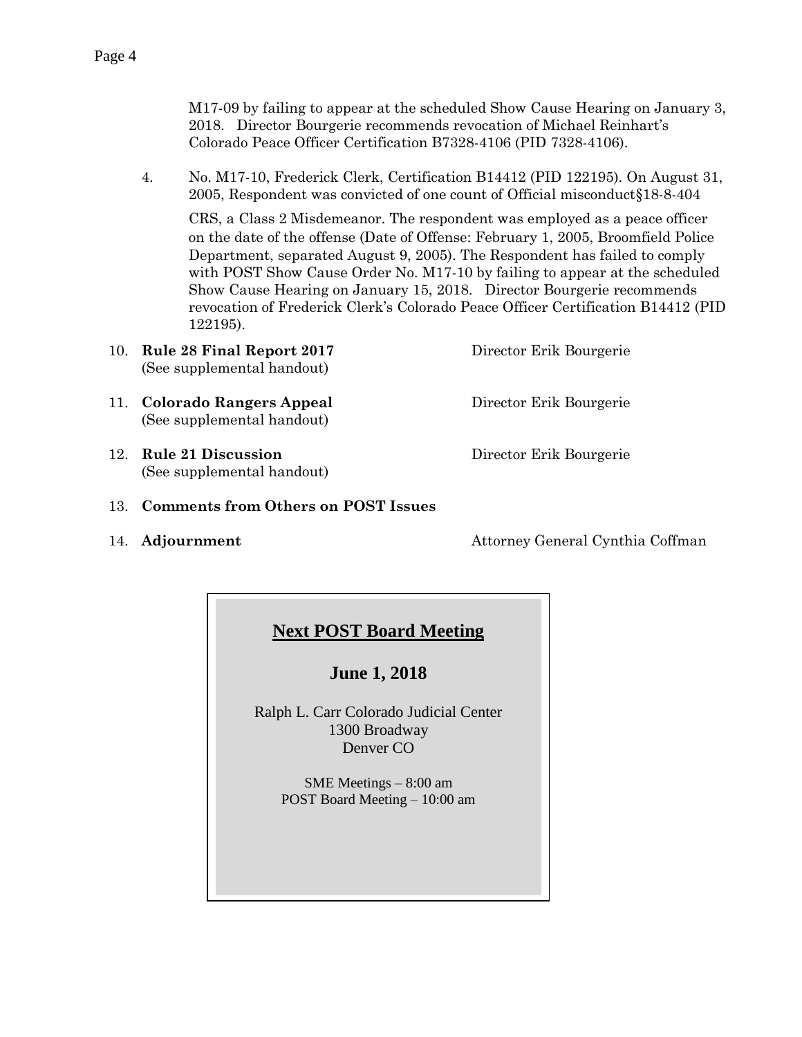M17-09 by failing to appear at the scheduled Show Cause Hearing on January 3, 2018. Director Bourgerie recommends revocation of Michael Reinhart's Colorado Peace Officer Certification B7328-4106 (PID 7328-4106).

4. No. M17-10, Frederick Clerk, Certification B14412 (PID 122195). On August 31, 2005, Respondent was convicted of one count of Official misconduct§18-8-404 CRS, a Class 2 Misdemeanor. The respondent was employed as a peace officer on the date of the offense (Date of Offense: February 1, 2005, Broomfield Police Department, separated August 9, 2005). The Respondent has failed to comply with POST Show Cause Order No. M17-10 by failing to appear at the scheduled Show Cause Hearing on January 15, 2018. Director Bourgerie recommends revocation of Frederick Clerk's Colorado Peace Officer Certification B14412 (PID 122195).

10. **Rule 28 Final Report 2017** — Director Erik Bourgerie
(See supplemental handout)

11. **Colorado Rangers Appeal** — Director Erik Bourgerie
(See supplemental handout)

12. **Rule 21 Discussion** — Director Erik Bourgerie
(See supplemental handout)

13. **Comments from Others on POST Issues**

14. **Adjournment** — Attorney General Cynthia Coffman

## Next POST Board Meeting

**June 1, 2018**

Ralph L. Carr Colorado Judicial Center
1300 Broadway
Denver CO

SME Meetings – 8:00 am
POST Board Meeting – 10:00 am